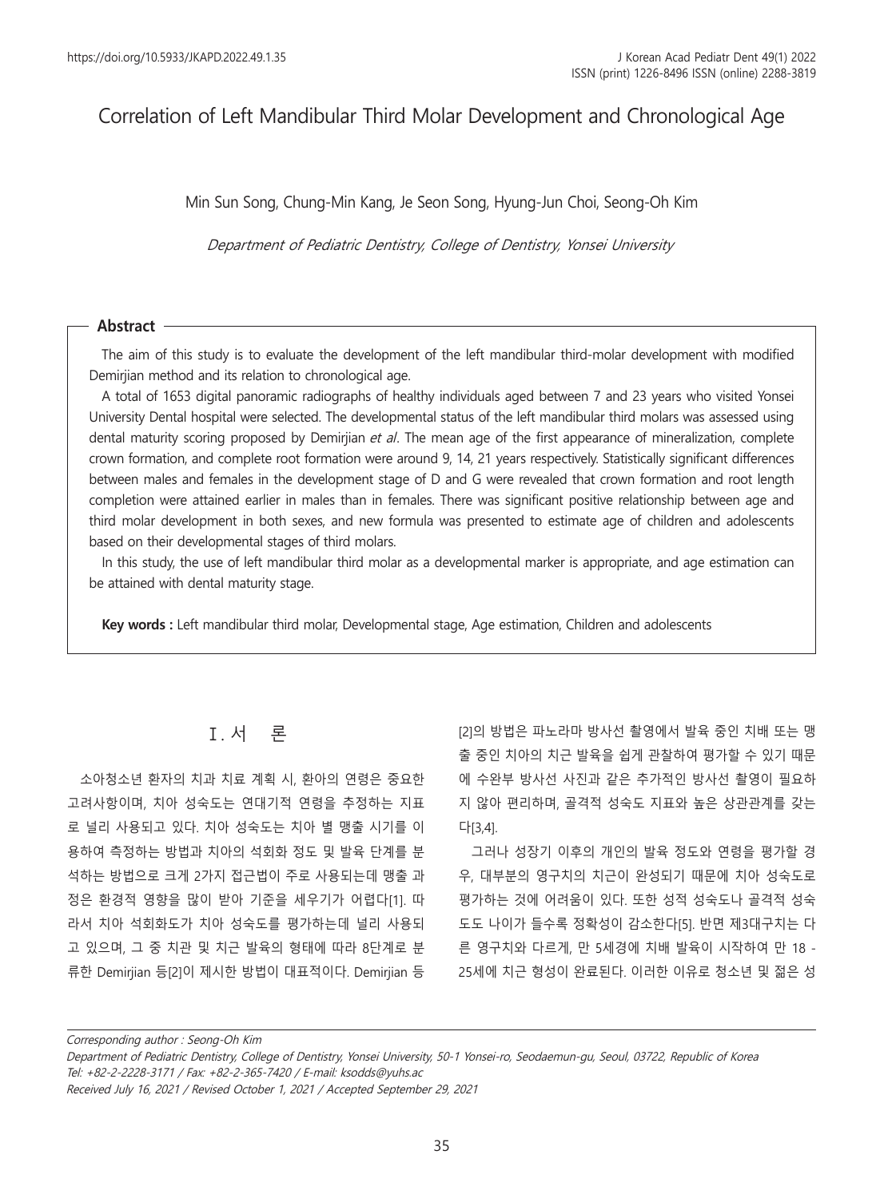# Correlation of Left Mandibular Third Molar Development and Chronological Age

Min Sun Song, Chung-Min Kang, Je Seon Song, Hyung-Jun Choi, Seong-Oh Kim

*Department of Pediatric Dentistry, College of Dentistry, Yonsei University*

## Abstract

The aim of this study is to evaluate the development of the left mandibular third-molar development with modified Demirjian method and its relation to chronological age.

A total of 1653 digital panoramic radiographs of healthy individuals aged between 7 and 23 years who visited Yonsei University Dental hospital were selected. The developmental status of the left mandibular third molars was assessed using dental maturity scoring proposed by Demirjian *et al*. The mean age of the first appearance of mineralization, complete crown formation, and complete root formation were around 9, 14, 21 years respectively. Statistically significant differences between males and females in the development stage of D and G were revealed that crown formation and root length completion were attained earlier in males than in females. There was significant positive relationship between age and third molar development in both sexes, and new formula was presented to estimate age of children and adolescents based on their developmental stages of third molars.

In this study, the use of left mandibular third molar as a developmental marker is appropriate, and age estimation can be attained with dental maturity stage.

**Key words :** Left mandibular third molar, Developmental stage, Age estimation, Children and adolescents

## Ⅰ. 서 론

소아청소년 환자의 치과 치료 계획 시, 환아의 연령은 중요한 고려사항이며, 치아 성숙도는 연대기적 연령을 추정하는 지표로 널리 사용되고 있다. 치아 성숙도는 치아 별 맹출 시기를 이용하여 측정하는 방법과 치아의 석회화 정도 및 발육 단계를 분석하는 방법으로 크게 2가지 접근법이 주로 사용되는데 맹출 과정은 환경적 영향을 많이 받아 기준을 세우기가 어렵다[1]. 따라서 치아 석회화도가 치아 성숙도를 평가하는데 널리 사용되고 있으며, 그 중 치관 및 치근 발육의 형태에 따라 8단계로 분류한 Demirjian 등[2]이 제시한 방법이 대표적이다. Demirjian 등[2]의 방법은 파노라마 방사선 촬영에서 발육 중인 치배 또는 맹출 중인 치아의 치근 발육을 쉽게 관찰하여 평가할 수 있기 때문에 수완부 방사선 사진과 같은 추가적인 방사선 촬영이 필요하지 않아 편리하며, 골격적 성숙도 지표와 높은 상관관계를 갖는다[3,4].

그러나 성장기 이후의 개인의 발육 정도와 연령을 평가할 경우, 대부분의 영구치의 치근이 완성되기 때문에 치아 성숙도로 평가하는 것에 어려움이 있다. 또한 성적 성숙도나 골격적 성숙도도 나이가 들수록 정확성이 감소한다[5]. 반면 제3대구치는 다른 영구치와 다르게, 만 5세경에 치배 발육이 시작하여 만 18 - 25세에 치근 형성이 완료된다. 이러한 이유로 청소년 및 젊은 성

---

*Corresponding author : Seong-Oh Kim*
*Department of Pediatric Dentistry, College of Dentistry, Yonsei University, 50-1 Yonsei-ro, Seodaemun-gu, Seoul, 03722, Republic of Korea*
*Tel: +82-2-2228-3171 / Fax: +82-2-365-7420 / E-mail: ksodds@yuhs.ac*
*Received July 16, 2021 / Revised October 1, 2021 / Accepted September 29, 2021*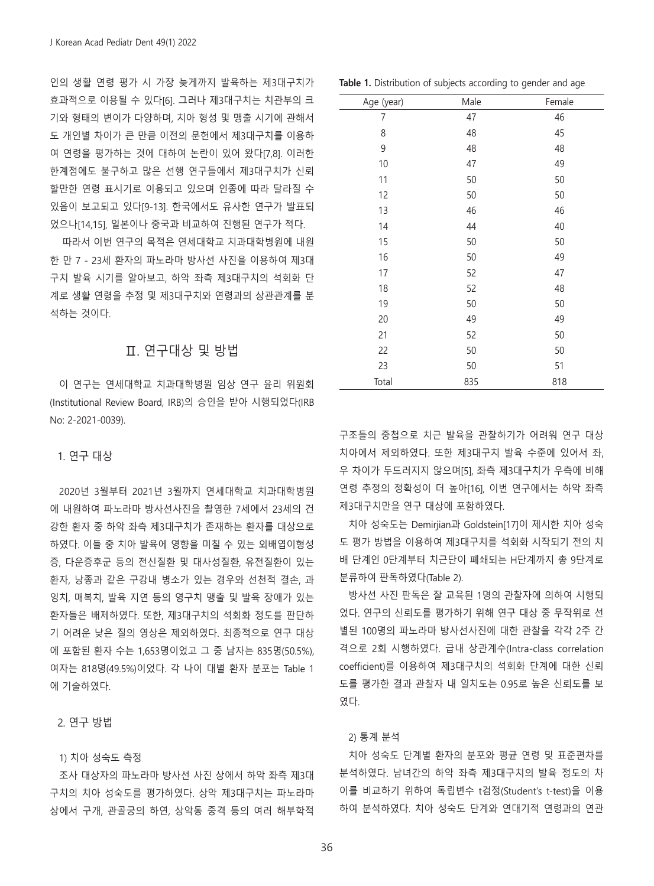인의 생활 연령 평가 시 가장 늦게까지 발육하는 제3대구치가 효과적으로 이용될 수 있다[6]. 그러나 제3대구치는 치관부의 크기와 형태의 변이가 다양하며, 치아 형성 및 맹출 시기에 관해서도 개인별 차이가 큰 만큼 이전의 문헌에서 제3대구치를 이용하여 연령을 평가하는 것에 대하여 논란이 있어 왔다[7,8]. 이러한 한계점에도 불구하고 많은 선행 연구들에서 제3대구치가 신뢰할만한 연령 표시기로 이용되고 있으며 인종에 따라 달라질 수 있음이 보고되고 있다[9-13]. 한국에서도 유사한 연구가 발표되었으나[14,15], 일본이나 중국과 비교하여 진행된 연구가 적다.

따라서 이번 연구의 목적은 연세대학교 치과대학병원에 내원한 만 7 - 23세 환자의 파노라마 방사선 사진을 이용하여 제3대구치 발육 시기를 알아보고, 하악 좌측 제3대구치의 석회화 단계로 생활 연령을 추정 및 제3대구치와 연령과의 상관관계를 분석하는 것이다.

## Ⅱ. 연구대상 및 방법

이 연구는 연세대학교 치과대학병원 임상 연구 윤리 위원회(Institutional Review Board, IRB)의 승인을 받아 시행되었다(IRB No: 2-2021-0039).

### 1. 연구 대상

2020년 3월부터 2021년 3월까지 연세대학교 치과대학병원에 내원하여 파노라마 방사선사진을 촬영한 7세에서 23세의 건강한 환자 중 하악 좌측 제3대구치가 존재하는 환자를 대상으로 하였다. 이들 중 치아 발육에 영향을 미칠 수 있는 외배엽이형성증, 다운증후군 등의 전신질환 및 대사성질환, 유전질환이 있는 환자, 낭종과 같은 구강내 병소가 있는 경우와 선천적 결손, 과잉치, 매복치, 발육 지연 등의 영구치 맹출 및 발육 장애가 있는 환자들은 배제하였다. 또한, 제3대구치의 석회화 정도를 판단하기 어려운 낮은 질의 영상은 제외하였다. 최종적으로 연구 대상에 포함된 환자 수는 1,653명이었고 그 중 남자는 835명(50.5%), 여자는 818명(49.5%)이었다. 각 나이 대별 환자 분포는 Table 1에 기술하였다.

### 2. 연구 방법

#### 1) 치아 성숙도 측정

조사 대상자의 파노라마 방사선 사진 상에서 하악 좌측 제3대구치의 치아 성숙도를 평가하였다. 상악 제3대구치는 파노라마 상에서 구개, 관골궁의 하연, 상악동 중격 등의 여러 해부학적 구조들의 중첩으로 치근 발육을 관찰하기가 어려워 연구 대상 치아에서 제외하였다. 또한 제3대구치 발육 수준에 있어서 좌, 우 차이가 두드러지지 않으며[5], 좌측 제3대구치가 우측에 비해 연령 추정의 정확성이 더 높아[16], 이번 연구에서는 하악 좌측 제3대구치만을 연구 대상에 포함하였다.

**Table 1.** Distribution of subjects according to gender and age

| Age (year) | Male | Female |
|---|---|---|
| 7 | 47 | 46 |
| 8 | 48 | 45 |
| 9 | 48 | 48 |
| 10 | 47 | 49 |
| 11 | 50 | 50 |
| 12 | 50 | 50 |
| 13 | 46 | 46 |
| 14 | 44 | 40 |
| 15 | 50 | 50 |
| 16 | 50 | 49 |
| 17 | 52 | 47 |
| 18 | 52 | 48 |
| 19 | 50 | 50 |
| 20 | 49 | 49 |
| 21 | 52 | 50 |
| 22 | 50 | 50 |
| 23 | 50 | 51 |
| Total | 835 | 818 |

치아 성숙도는 Demirjian과 Goldstein[17]이 제시한 치아 성숙도 평가 방법을 이용하여 제3대구치를 석회화 시작되기 전의 치배 단계인 0단계부터 치근단이 폐쇄되는 H단계까지 총 9단계로 분류하여 판독하였다(Table 2).

방사선 사진 판독은 잘 교육된 1명의 관찰자에 의하여 시행되었다. 연구의 신뢰도를 평가하기 위해 연구 대상 중 무작위로 선별된 100명의 파노라마 방사선사진에 대한 관찰을 각각 2주 간격으로 2회 시행하였다. 급내 상관계수(Intra-class correlation coefficient)를 이용하여 제3대구치의 석회화 단계에 대한 신뢰도를 평가한 결과 관찰자 내 일치도는 0.95로 높은 신뢰도를 보였다.

#### 2) 통계 분석

치아 성숙도 단계별 환자의 분포와 평균 연령 및 표준편차를 분석하였다. 남녀간의 하악 좌측 제3대구치의 발육 정도의 차이를 비교하기 위하여 독립변수 t검정(Student's t-test)을 이용하여 분석하였다. 치아 성숙도 단계와 연대기적 연령과의 연관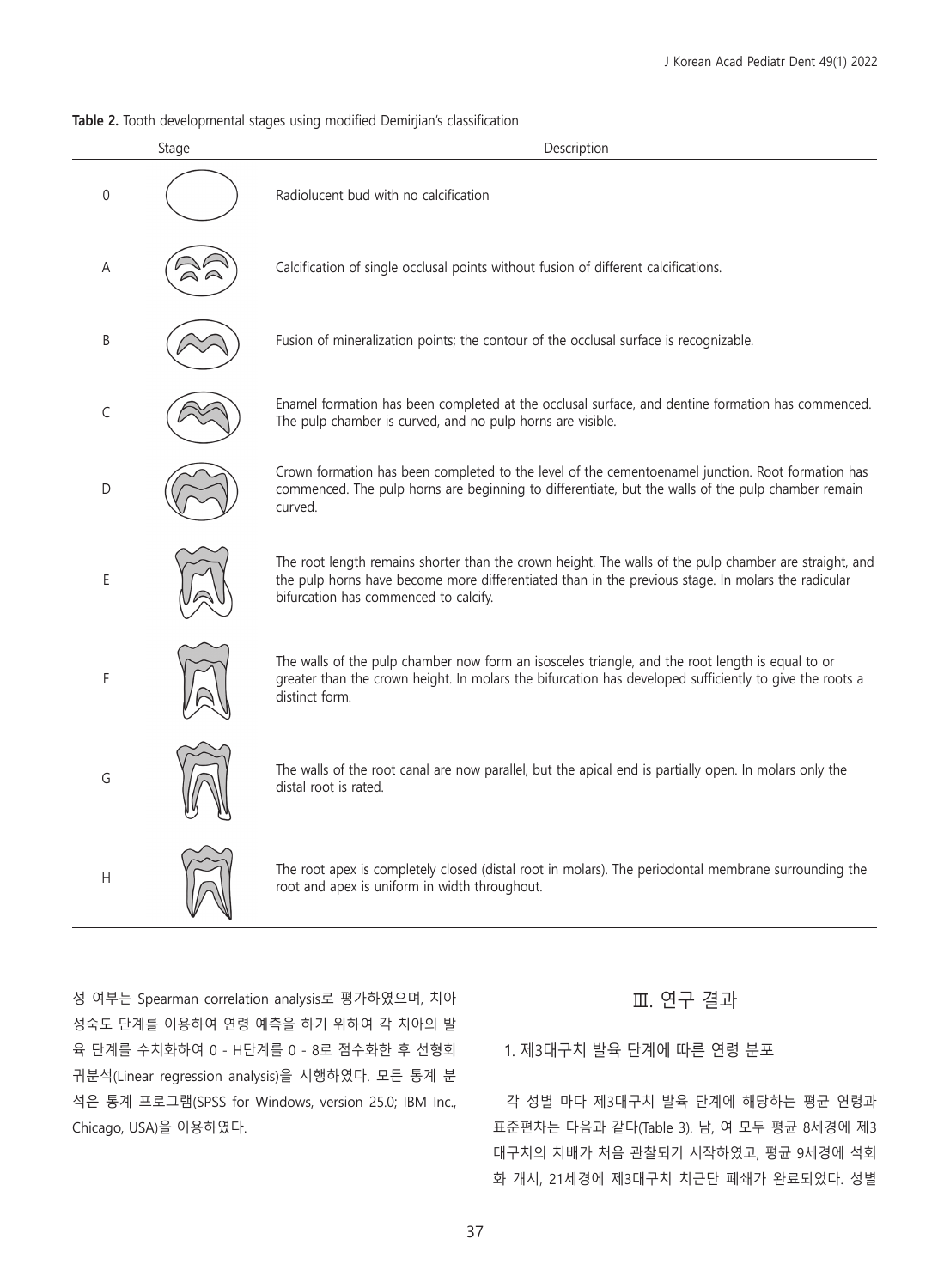**Table 2.** Tooth developmental stages using modified Demirjian's classification

| Stage | | Description |
|---|---|---|
| 0 | | Radiolucent bud with no calcification |
| A | | Calcification of single occlusal points without fusion of different calcifications. |
| B | | Fusion of mineralization points; the contour of the occlusal surface is recognizable. |
| C | | Enamel formation has been completed at the occlusal surface, and dentine formation has commenced. The pulp chamber is curved, and no pulp horns are visible. |
| D | | Crown formation has been completed to the level of the cementoenamel junction. Root formation has commenced. The pulp horns are beginning to differentiate, but the walls of the pulp chamber remain curved. |
| E | | The root length remains shorter than the crown height. The walls of the pulp chamber are straight, and the pulp horns have become more differentiated than in the previous stage. In molars the radicular bifurcation has commenced to calcify. |
| F | | The walls of the pulp chamber now form an isosceles triangle, and the root length is equal to or greater than the crown height. In molars the bifurcation has developed sufficiently to give the roots a distinct form. |
| G | | The walls of the root canal are now parallel, but the apical end is partially open. In molars only the distal root is rated. |
| H | | The root apex is completely closed (distal root in molars). The periodontal membrane surrounding the root and apex is uniform in width throughout. |

성 여부는 Spearman correlation analysis로 평가하였으며, 치아 성숙도 단계를 이용하여 연령 예측을 하기 위하여 각 치아의 발육 단계를 수치화하여 0 - H단계를 0 - 8로 점수화한 후 선형회귀분석(Linear regression analysis)을 시행하였다. 모든 통계 분석은 통계 프로그램(SPSS for Windows, version 25.0; IBM Inc., Chicago, USA)을 이용하였다.

# Ⅲ. 연구 결과

## 1. 제3대구치 발육 단계에 따른 연령 분포

각 성별 마다 제3대구치 발육 단계에 해당하는 평균 연령과 표준편차는 다음과 같다(Table 3). 남, 여 모두 평균 8세경에 제3대구치의 치배가 처음 관찰되기 시작하였고, 평균 9세경에 석회화 개시, 21세경에 제3대구치 치근단 폐쇄가 완료되었다. 성별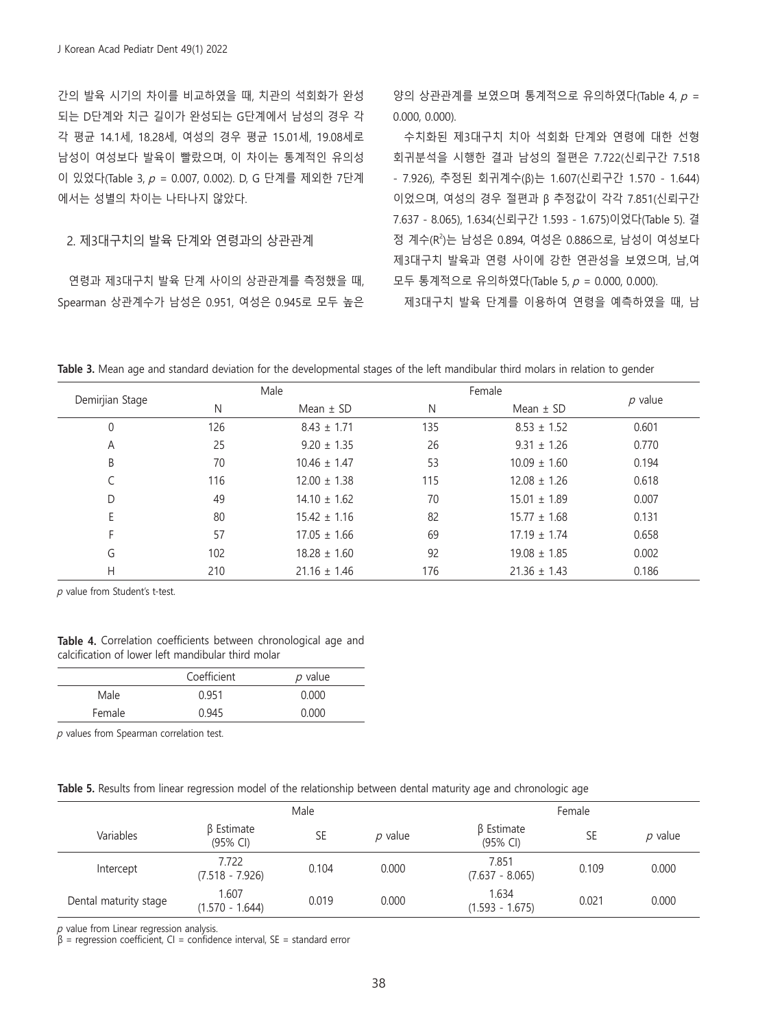간의 발육 시기의 차이를 비교하였을 때, 치관의 석회화가 완성되는 D단계와 치근 길이가 완성되는 G단계에서 남성의 경우 각각 평균 14.1세, 18.28세, 여성의 경우 평균 15.01세, 19.08세로 남성이 여성보다 발육이 빨랐으며, 이 차이는 통계적인 유의성이 있었다(Table 3, $p$ = 0.007, 0.002). D, G 단계를 제외한 7단계에서는 성별의 차이는 나타나지 않았다.

## 2. 제3대구치의 발육 단계와 연령과의 상관관계

연령과 제3대구치 발육 단계 사이의 상관관계를 측정했을 때, Spearman 상관계수가 남성은 0.951, 여성은 0.945로 모두 높은 양의 상관관계를 보였으며 통계적으로 유의하였다(Table 4, $p$ = 0.000, 0.000).

수치화된 제3대구치 치아 석회화 단계와 연령에 대한 선형 회귀분석을 시행한 결과 남성의 절편은 7.722(신뢰구간 7.518 - 7.926), 추정된 회귀계수(β)는 1.607(신뢰구간 1.570 - 1.644)이었으며, 여성의 경우 절편과 β 추정값이 각각 7.851(신뢰구간 7.637 - 8.065), 1.634(신뢰구간 1.593 - 1.675)이었다(Table 5). 결정 계수($R^2$)는 남성은 0.894, 여성은 0.886으로, 남성이 여성보다 제3대구치 발육과 연령 사이에 강한 연관성을 보였으며, 남,여 모두 통계적으로 유의하였다(Table 5, $p$ = 0.000, 0.000).

제3대구치 발육 단계를 이용하여 연령을 예측하였을 때, 남

**Table 3.** Mean age and standard deviation for the developmental stages of the left mandibular third molars in relation to gender

| Demirjian Stage | Male | | Female | | $p$ value |
|---|---|---|---|---|---|
| | N | Mean ± SD | N | Mean ± SD | |
| 0 | 126 | 8.43 ± 1.71 | 135 | 8.53 ± 1.52 | 0.601 |
| A | 25 | 9.20 ± 1.35 | 26 | 9.31 ± 1.26 | 0.770 |
| B | 70 | 10.46 ± 1.47 | 53 | 10.09 ± 1.60 | 0.194 |
| C | 116 | 12.00 ± 1.38 | 115 | 12.08 ± 1.26 | 0.618 |
| D | 49 | 14.10 ± 1.62 | 70 | 15.01 ± 1.89 | 0.007 |
| E | 80 | 15.42 ± 1.16 | 82 | 15.77 ± 1.68 | 0.131 |
| F | 57 | 17.05 ± 1.66 | 69 | 17.19 ± 1.74 | 0.658 |
| G | 102 | 18.28 ± 1.60 | 92 | 19.08 ± 1.85 | 0.002 |
| H | 210 | 21.16 ± 1.46 | 176 | 21.36 ± 1.43 | 0.186 |

$p$ value from Student's t-test.

**Table 4.** Correlation coefficients between chronological age and calcification of lower left mandibular third molar

| | Coefficient | $p$ value |
|---|---|---|
| Male | 0.951 | 0.000 |
| Female | 0.945 | 0.000 |

$p$ values from Spearman correlation test.

**Table 5.** Results from linear regression model of the relationship between dental maturity age and chronologic age

| Variables | Male | | | Female | | |
|---|---|---|---|---|---|---|
| | β Estimate (95% CI) | SE | $p$ value | β Estimate (95% CI) | SE | $p$ value |
| Intercept | 7.722 (7.518 - 7.926) | 0.104 | 0.000 | 7.851 (7.637 - 8.065) | 0.109 | 0.000 |
| Dental maturity stage | 1.607 (1.570 - 1.644) | 0.019 | 0.000 | 1.634 (1.593 - 1.675) | 0.021 | 0.000 |

$p$ value from Linear regression analysis.
β = regression coefficient, CI = confidence interval, SE = standard error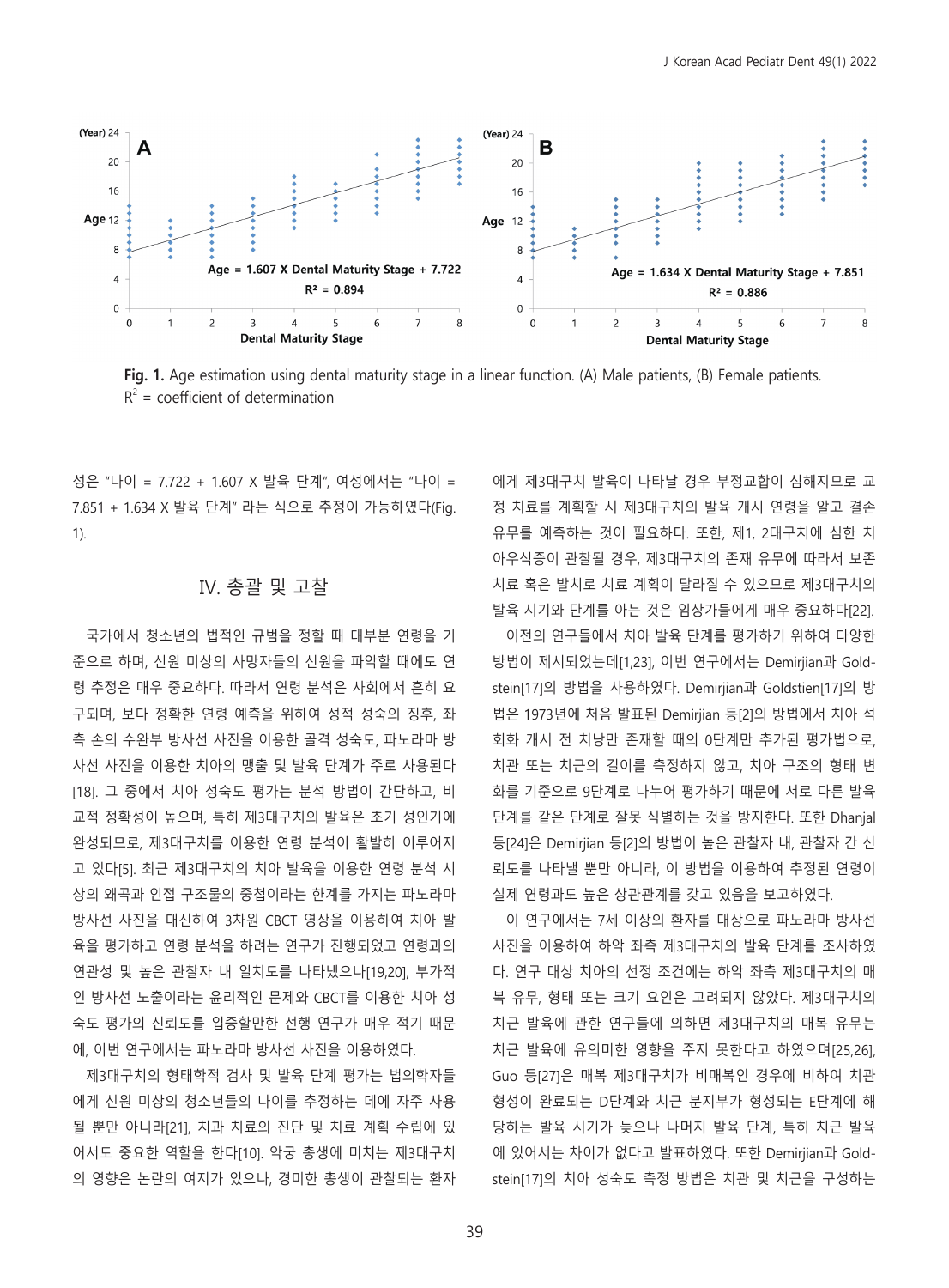Fig. 1. Age estimation using dental maturity stage in a linear function. (A) Male patients, (B) Female patients. $R^2$ = coefficient of determination

성은 "나이 = 7.722 + 1.607 X 발육 단계", 여성에서는 "나이 = 7.851 + 1.634 X 발육 단계" 라는 식으로 추정이 가능하였다(Fig. 1).

## Ⅳ. 총괄 및 고찰

국가에서 청소년의 법적인 규범을 정할 때 대부분 연령을 기준으로 하며, 신원 미상의 사망자들의 신원을 파악할 때에도 연령 추정은 매우 중요하다. 따라서 연령 분석은 사회에서 흔히 요구되며, 보다 정확한 연령 예측을 위하여 성적 성숙의 징후, 좌측 손의 수완부 방사선 사진을 이용한 골격 성숙도, 파노라마 방사선 사진을 이용한 치아의 맹출 및 발육 단계가 주로 사용된다[18]. 그 중에서 치아 성숙도 평가는 분석 방법이 간단하고, 비교적 정확성이 높으며, 특히 제3대구치의 발육은 초기 성인기에 완성되므로, 제3대구치를 이용한 연령 분석이 활발히 이루어지고 있다[5]. 최근 제3대구치의 치아 발육을 이용한 연령 분석 시 상의 왜곡과 인접 구조물의 중첩이라는 한계를 가지는 파노라마 방사선 사진을 대신하여 3차원 CBCT 영상을 이용하여 치아 발육을 평가하고 연령 분석을 하려는 연구가 진행되었고 연령과의 연관성 및 높은 관찰자 내 일치도를 나타냈으나[19,20], 부가적인 방사선 노출이라는 윤리적인 문제와 CBCT를 이용한 치아 성숙도 평가의 신뢰도를 입증할만한 선행 연구가 매우 적기 때문에, 이번 연구에서는 파노라마 방사선 사진을 이용하였다.

제3대구치의 형태학적 검사 및 발육 단계 평가는 법의학자들에게 신원 미상의 청소년들의 나이를 추정하는 데에 자주 사용될 뿐만 아니라[21], 치과 치료의 진단 및 치료 계획 수립에 있어서도 중요한 역할을 한다[10]. 악궁 총생에 미치는 제3대구치의 영향은 논란의 여지가 있으나, 경미한 총생이 관찰되는 환자에게 제3대구치 발육이 나타날 경우 부정교합이 심해지므로 교정 치료를 계획할 시 제3대구치의 발육 개시 연령을 알고 결손 유무를 예측하는 것이 필요하다. 또한, 제1, 2대구치에 심한 치아우식증이 관찰될 경우, 제3대구치의 존재 유무에 따라서 보존 치료 혹은 발치로 치료 계획이 달라질 수 있으므로 제3대구치의 발육 시기와 단계를 아는 것은 임상가들에게 매우 중요하다[22].

이전의 연구들에서 치아 발육 단계를 평가하기 위하여 다양한 방법이 제시되었는데[1,23], 이번 연구에서는 Demirjian과 Goldstein[17]의 방법을 사용하였다. Demirjian과 Goldstien[17]의 방법은 1973년에 처음 발표된 Demirjian 등[2]의 방법에서 치아 석회화 개시 전 치낭만 존재할 때의 0단계만 추가된 평가법으로, 치관 또는 치근의 길이를 측정하지 않고, 치아 구조의 형태 변화를 기준으로 9단계로 나누어 평가하기 때문에 서로 다른 발육 단계를 같은 단계로 잘못 식별하는 것을 방지한다. 또한 Dhanjal 등[24]은 Demirjian 등[2]의 방법이 높은 관찰자 내, 관찰자 간 신뢰도를 나타낼 뿐만 아니라, 이 방법을 이용하여 추정된 연령이 실제 연령과도 높은 상관관계를 갖고 있음을 보고하였다.

이 연구에서는 7세 이상의 환자를 대상으로 파노라마 방사선 사진을 이용하여 하악 좌측 제3대구치의 발육 단계를 조사하였다. 연구 대상 치아의 선정 조건에는 하악 좌측 제3대구치의 매복 유무, 형태 또는 크기 요인은 고려되지 않았다. 제3대구치의 치근 발육에 관한 연구들에 의하면 제3대구치의 매복 유무는 치근 발육에 유의미한 영향을 주지 못한다고 하였으며[25,26], Guo 등[27]은 매복 제3대구치가 비매복인 경우에 비하여 치관 형성이 완료되는 D단계와 치근 분지부가 형성되는 E단계에 해당하는 발육 시기가 늦으나 나머지 발육 단계, 특히 치근 발육에 있어서는 차이가 없다고 발표하였다. 또한 Demirjian과 Goldstein[17]의 치아 성숙도 측정 방법은 치관 및 치근을 구성하는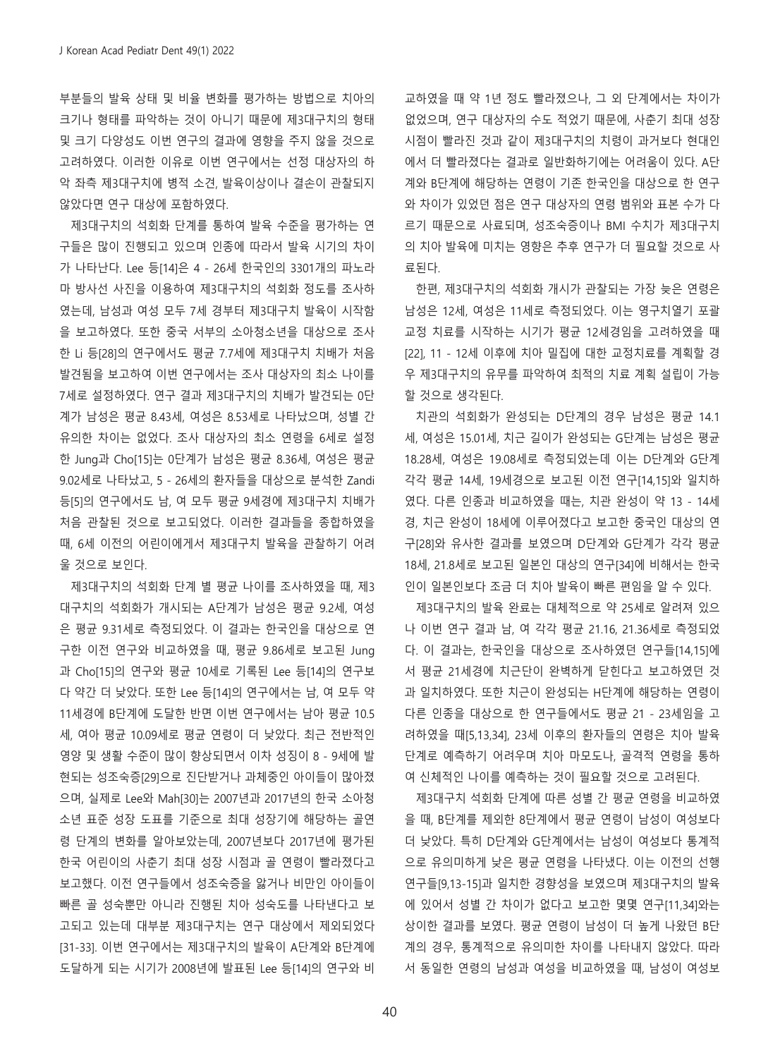부분들의 발육 상태 및 비율 변화를 평가하는 방법으로 치아의 크기나 형태를 파악하는 것이 아니기 때문에 제3대구치의 형태 및 크기 다양성도 이번 연구의 결과에 영향을 주지 않을 것으로 고려하였다. 이러한 이유로 이번 연구에서는 선정 대상자의 하악 좌측 제3대구치에 병적 소견, 발육이상이나 결손이 관찰되지 않았다면 연구 대상에 포함하였다.

제3대구치의 석회화 단계를 통하여 발육 수준을 평가하는 연구들은 많이 진행되고 있으며 인종에 따라서 발육 시기의 차이가 나타난다. Lee 등[14]은 4 - 26세 한국인의 3301개의 파노라마 방사선 사진을 이용하여 제3대구치의 석회화 정도를 조사하였는데, 남성과 여성 모두 7세 경부터 제3대구치 발육이 시작함을 보고하였다. 또한 중국 서부의 소아청소년을 대상으로 조사한 Li 등[28]의 연구에서도 평균 7.7세에 제3대구치 치배가 처음 발견됨을 보고하여 이번 연구에서는 조사 대상자의 최소 나이를 7세로 설정하였다. 연구 결과 제3대구치의 치배가 발견되는 0단계가 남성은 평균 8.43세, 여성은 8.53세로 나타났으며, 성별 간 유의한 차이는 없었다. 조사 대상자의 최소 연령을 6세로 설정한 Jung과 Cho[15]는 0단계가 남성은 평균 8.36세, 여성은 평균 9.02세로 나타났고, 5 - 26세의 환자들을 대상으로 분석한 Zandi 등[5]의 연구에서도 남, 여 모두 평균 9세경에 제3대구치 치배가 처음 관찰된 것으로 보고되었다. 이러한 결과들을 종합하였을 때, 6세 이전의 어린이에게서 제3대구치 발육을 관찰하기 어려울 것으로 보인다.

제3대구치의 석회화 단계 별 평균 나이를 조사하였을 때, 제3대구치의 석회화가 개시되는 A단계가 남성은 평균 9.2세, 여성은 평균 9.31세로 측정되었다. 이 결과는 한국인을 대상으로 연구한 이전 연구와 비교하였을 때, 평균 9.86세로 보고된 Jung과 Cho[15]의 연구와 평균 10세로 기록된 Lee 등[14]의 연구보다 약간 더 낮았다. 또한 Lee 등[14]의 연구에서는 남, 여 모두 약 11세경에 B단계에 도달한 반면 이번 연구에서는 남아 평균 10.5세, 여아 평균 10.09세로 평균 연령이 더 낮았다. 최근 전반적인 영양 및 생활 수준이 많이 향상되면서 이차 성징이 8 - 9세에 발현되는 성조숙증[29]으로 진단받거나 과체중인 아이들이 많아졌으며, 실제로 Lee와 Mah[30]는 2007년과 2017년의 한국 소아청소년 표준 성장 도표를 기준으로 최대 성장기에 해당하는 골연령 단계의 변화를 알아보았는데, 2007년보다 2017년에 평가된 한국 어린이의 사춘기 최대 성장 시점과 골 연령이 빨라졌다고 보고했다. 이전 연구들에서 성조숙증을 앓거나 비만인 아이들이 빠른 골 성숙뿐만 아니라 진행된 치아 성숙도를 나타낸다고 보고되고 있는데 대부분 제3대구치는 연구 대상에서 제외되었다[31-33]. 이번 연구에서는 제3대구치의 발육이 A단계와 B단계에 도달하게 되는 시기가 2008년에 발표된 Lee 등[14]의 연구와 비교하였을 때 약 1년 정도 빨라졌으나, 그 외 단계에서는 차이가 없었으며, 연구 대상자의 수도 적었기 때문에, 사춘기 최대 성장 시점이 빨라진 것과 같이 제3대구치의 치령이 과거보다 현대인에서 더 빨라졌다는 결과로 일반화하기에는 어려움이 있다. A단계와 B단계에 해당하는 연령이 기존 한국인을 대상으로 한 연구와 차이가 있었던 점은 연구 대상자의 연령 범위와 표본 수가 다르기 때문으로 사료되며, 성조숙증이나 BMI 수치가 제3대구치의 치아 발육에 미치는 영향은 추후 연구가 더 필요할 것으로 사료된다.

한편, 제3대구치의 석회화 개시가 관찰되는 가장 늦은 연령은 남성은 12세, 여성은 11세로 측정되었다. 이는 영구치열기 포괄 교정 치료를 시작하는 시기가 평균 12세경임을 고려하였을 때[22], 11 - 12세 이후에 치아 밀집에 대한 교정치료를 계획할 경우 제3대구치의 유무를 파악하여 최적의 치료 계획 설립이 가능할 것으로 생각된다.

치관의 석회화가 완성되는 D단계의 경우 남성은 평균 14.1세, 여성은 15.01세, 치근 길이가 완성되는 G단계는 남성은 평균 18.28세, 여성은 19.08세로 측정되었는데 이는 D단계와 G단계 각각 평균 14세, 19세경으로 보고된 이전 연구[14,15]와 일치하였다. 다른 인종과 비교하였을 때는, 치관 완성이 약 13 - 14세경, 치근 완성이 18세에 이루어졌다고 보고한 중국인 대상의 연구[28]와 유사한 결과를 보였으며 D단계와 G단계가 각각 평균 18세, 21.8세로 보고된 일본인 대상의 연구[34]에 비해서는 한국인이 일본인보다 조금 더 치아 발육이 빠른 편임을 알 수 있다.

제3대구치의 발육 완료는 대체적으로 약 25세로 알려져 있으나 이번 연구 결과 남, 여 각각 평균 21.16, 21.36세로 측정되었다. 이 결과는, 한국인을 대상으로 조사하였던 연구들[14,15]에서 평균 21세경에 치근단이 완벽하게 닫힌다고 보고하였던 것과 일치하였다. 또한 치근이 완성되는 H단계에 해당하는 연령이 다른 인종을 대상으로 한 연구들에서도 평균 21 - 23세임을 고려하였을 때[5,13,34], 23세 이후의 환자들의 연령은 치아 발육 단계로 예측하기 어려우며 치아 마모도나, 골격적 연령을 통하여 신체적인 나이를 예측하는 것이 필요할 것으로 고려된다.

제3대구치 석회화 단계에 따른 성별 간 평균 연령을 비교하였을 때, B단계를 제외한 8단계에서 평균 연령이 남성이 여성보다 더 낮았다. 특히 D단계와 G단계에서는 남성이 여성보다 통계적으로 유의미하게 낮은 평균 연령을 나타냈다. 이는 이전의 선행 연구들[9,13-15]과 일치한 경향성을 보였으며 제3대구치의 발육에 있어서 성별 간 차이가 없다고 보고한 몇몇 연구[11,34]와는 상이한 결과를 보였다. 평균 연령이 남성이 더 높게 나왔던 B단계의 경우, 통계적으로 유의미한 차이를 나타내지 않았다. 따라서 동일한 연령의 남성과 여성을 비교하였을 때, 남성이 여성보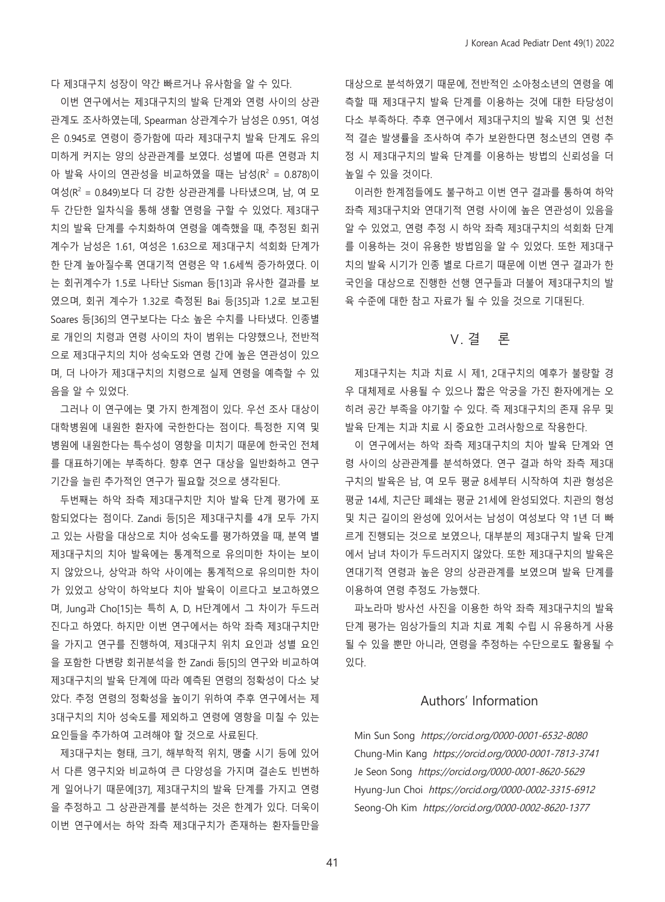다 제3대구치 성장이 약간 빠르거나 유사함을 알 수 있다.

이번 연구에서는 제3대구치의 발육 단계와 연령 사이의 상관관계도 조사하였는데, Spearman 상관계수가 남성은 0.951, 여성은 0.945로 연령이 증가함에 따라 제3대구치 발육 단계도 유의미하게 커지는 양의 상관관계를 보였다. 성별에 따른 연령과 치아 발육 사이의 연관성을 비교하였을 때는 남성($R^2$ = 0.878)이 여성($R^2$ = 0.849)보다 더 강한 상관관계를 나타냈으며, 남, 여 모두 간단한 일차식을 통해 생활 연령을 구할 수 있었다. 제3대구치의 발육 단계를 수치화하여 연령을 예측했을 때, 추정된 회귀계수가 남성은 1.61, 여성은 1.63으로 제3대구치 석회화 단계가 한 단계 높아질수록 연대기적 연령은 약 1.6세씩 증가하였다. 이는 회귀계수가 1.5로 나타난 Sisman 등[13]과 유사한 결과를 보였으며, 회귀 계수가 1.32로 측정된 Bai 등[35]과 1.2로 보고된 Soares 등[36]의 연구보다는 다소 높은 수치를 나타냈다. 인종별로 개인의 치령과 연령 사이의 차이 범위는 다양했으나, 전반적으로 제3대구치의 치아 성숙도와 연령 간에 높은 연관성이 있으며, 더 나아가 제3대구치의 치령으로 실제 연령을 예측할 수 있음을 알 수 있었다.

그러나 이 연구에는 몇 가지 한계점이 있다. 우선 조사 대상이 대학병원에 내원한 환자에 국한한다는 점이다. 특정한 지역 및 병원에 내원한다는 특수성이 영향을 미치기 때문에 한국인 전체를 대표하기에는 부족하다. 향후 연구 대상을 일반화하고 연구 기간을 늘린 추가적인 연구가 필요할 것으로 생각된다.

두번째는 하악 좌측 제3대구치만 치아 발육 단계 평가에 포함되었다는 점이다. Zandi 등[5]은 제3대구치를 4개 모두 가지고 있는 사람을 대상으로 치아 성숙도를 평가하였을 때, 분역 별 제3대구치의 치아 발육에는 통계적으로 유의미한 차이는 보이지 않았으나, 상악과 하악 사이에는 통계적으로 유의미한 차이가 있었고 상악이 하악보다 치아 발육이 이르다고 보고하였으며, Jung과 Cho[15]는 특히 A, D, H단계에서 그 차이가 두드러진다고 하였다. 하지만 이번 연구에서는 하악 좌측 제3대구치만을 가지고 연구를 진행하여, 제3대구치 위치 요인과 성별 요인을 포함한 다변량 회귀분석을 한 Zandi 등[5]의 연구와 비교하여 제3대구치의 발육 단계에 따라 예측된 연령의 정확성이 다소 낮았다. 추정 연령의 정확성을 높이기 위하여 추후 연구에서는 제3대구치의 치아 성숙도를 제외하고 연령에 영향을 미칠 수 있는 요인들을 추가하여 고려해야 할 것으로 사료된다.

제3대구치는 형태, 크기, 해부학적 위치, 맹출 시기 등에 있어서 다른 영구치와 비교하여 큰 다양성을 가지며 결손도 빈번하게 일어나기 때문에[37], 제3대구치의 발육 단계를 가지고 연령을 추정하고 그 상관관계를 분석하는 것은 한계가 있다. 더욱이 이번 연구에서는 하악 좌측 제3대구치가 존재하는 환자들만을 대상으로 분석하였기 때문에, 전반적인 소아청소년의 연령을 예측할 때 제3대구치 발육 단계를 이용하는 것에 대한 타당성이 다소 부족하다. 추후 연구에서 제3대구치의 발육 지연 및 선천적 결손 발생률을 조사하여 추가 보완한다면 청소년의 연령 추정 시 제3대구치의 발육 단계를 이용하는 방법의 신뢰성을 더 높일 수 있을 것이다.

이러한 한계점들에도 불구하고 이번 연구 결과를 통하여 하악 좌측 제3대구치와 연대기적 연령 사이에 높은 연관성이 있음을 알 수 있었고, 연령 추정 시 하악 좌측 제3대구치의 석회화 단계를 이용하는 것이 유용한 방법임을 알 수 있었다. 또한 제3대구치의 발육 시기가 인종 별로 다르기 때문에 이번 연구 결과가 한국인을 대상으로 진행한 선행 연구들과 더불어 제3대구치의 발육 수준에 대한 참고 자료가 될 수 있을 것으로 기대된다.

## V. 결 론

제3대구치는 치과 치료 시 제1, 2대구치의 예후가 불량할 경우 대체제로 사용될 수 있으나 짧은 악궁을 가진 환자에게는 오히려 공간 부족을 야기할 수 있다. 즉 제3대구치의 존재 유무 및 발육 단계는 치과 치료 시 중요한 고려사항으로 작용한다.

이 연구에서는 하악 좌측 제3대구치의 치아 발육 단계와 연령 사이의 상관관계를 분석하였다. 연구 결과 하악 좌측 제3대구치의 발육은 남, 여 모두 평균 8세부터 시작하여 치관 형성은 평균 14세, 치근단 폐쇄는 평균 21세에 완성되었다. 치관의 형성 및 치근 길이의 완성에 있어서는 남성이 여성보다 약 1년 더 빠르게 진행되는 것으로 보였으나, 대부분의 제3대구치 발육 단계에서 남녀 차이가 두드러지지 않았다. 또한 제3대구치의 발육은 연대기적 연령과 높은 양의 상관관계를 보였으며 발육 단계를 이용하여 연령 추정도 가능했다.

파노라마 방사선 사진을 이용한 하악 좌측 제3대구치의 발육 단계 평가는 임상가들의 치과 치료 계획 수립 시 유용하게 사용될 수 있을 뿐만 아니라, 연령을 추정하는 수단으로도 활용될 수 있다.

## Authors' Information

Min Sun Song *https://orcid.org/0000-0001-6532-8080*
Chung-Min Kang *https://orcid.org/0000-0001-7813-3741*
Je Seon Song *https://orcid.org/0000-0001-8620-5629*
Hyung-Jun Choi *https://orcid.org/0000-0002-3315-6912*
Seong-Oh Kim *https://orcid.org/0000-0002-8620-1377*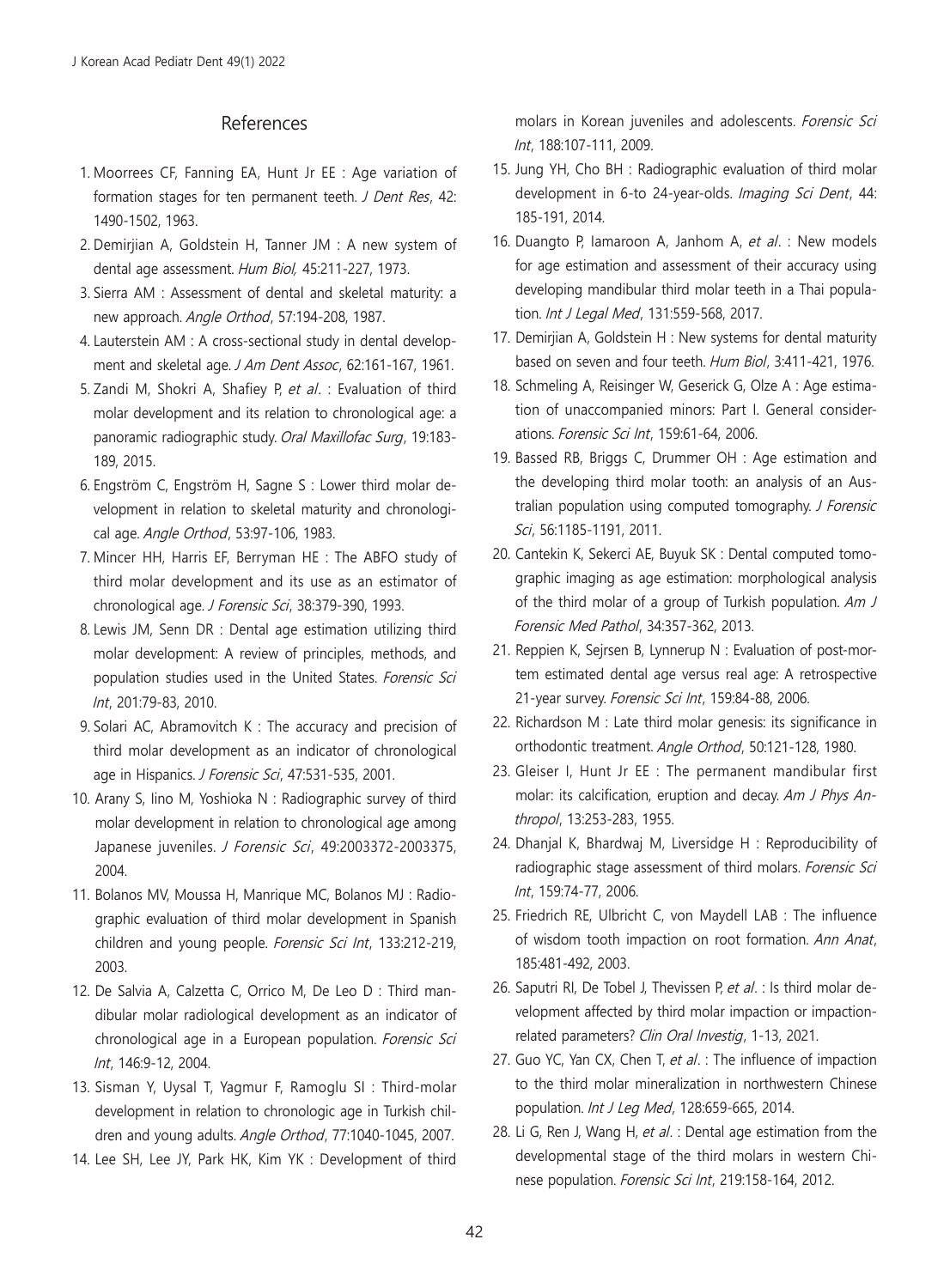## References

1. Moorrees CF, Fanning EA, Hunt Jr EE : Age variation of formation stages for ten permanent teeth. *J Dent Res*, 42: 1490-1502, 1963.
2. Demirjian A, Goldstein H, Tanner JM : A new system of dental age assessment. *Hum Biol,* 45:211-227, 1973.
3. Sierra AM : Assessment of dental and skeletal maturity: a new approach. *Angle Orthod*, 57:194-208, 1987.
4. Lauterstein AM : A cross-sectional study in dental development and skeletal age. *J Am Dent Assoc*, 62:161-167, 1961.
5. Zandi M, Shokri A, Shafiey P, *et al*. : Evaluation of third molar development and its relation to chronological age: a panoramic radiographic study. *Oral Maxillofac Surg*, 19:183-189, 2015.
6. Engström C, Engström H, Sagne S : Lower third molar development in relation to skeletal maturity and chronological age. *Angle Orthod*, 53:97-106, 1983.
7. Mincer HH, Harris EF, Berryman HE : The ABFO study of third molar development and its use as an estimator of chronological age. *J Forensic Sci*, 38:379-390, 1993.
8. Lewis JM, Senn DR : Dental age estimation utilizing third molar development: A review of principles, methods, and population studies used in the United States. *Forensic Sci Int*, 201:79-83, 2010.
9. Solari AC, Abramovitch K : The accuracy and precision of third molar development as an indicator of chronological age in Hispanics. *J Forensic Sci*, 47:531-535, 2001.
10. Arany S, Iino M, Yoshioka N : Radiographic survey of third molar development in relation to chronological age among Japanese juveniles. *J Forensic Sci*, 49:2003372-2003375, 2004.
11. Bolanos MV, Moussa H, Manrique MC, Bolanos MJ : Radiographic evaluation of third molar development in Spanish children and young people. *Forensic Sci Int*, 133:212-219, 2003.
12. De Salvia A, Calzetta C, Orrico M, De Leo D : Third mandibular molar radiological development as an indicator of chronological age in a European population. *Forensic Sci Int*, 146:9-12, 2004.
13. Sisman Y, Uysal T, Yagmur F, Ramoglu SI : Third-molar development in relation to chronologic age in Turkish children and young adults. *Angle Orthod*, 77:1040-1045, 2007.
14. Lee SH, Lee JY, Park HK, Kim YK : Development of third molars in Korean juveniles and adolescents. *Forensic Sci Int*, 188:107-111, 2009.
15. Jung YH, Cho BH : Radiographic evaluation of third molar development in 6-to 24-year-olds. *Imaging Sci Dent*, 44: 185-191, 2014.
16. Duangto P, Iamaroon A, Janhom A, *et al*. : New models for age estimation and assessment of their accuracy using developing mandibular third molar teeth in a Thai population. *Int J Legal Med*, 131:559-568, 2017.
17. Demirjian A, Goldstein H : New systems for dental maturity based on seven and four teeth. *Hum Biol*, 3:411-421, 1976.
18. Schmeling A, Reisinger W, Geserick G, Olze A : Age estimation of unaccompanied minors: Part I. General considerations. *Forensic Sci Int*, 159:61-64, 2006.
19. Bassed RB, Briggs C, Drummer OH : Age estimation and the developing third molar tooth: an analysis of an Australian population using computed tomography. *J Forensic Sci*, 56:1185-1191, 2011.
20. Cantekin K, Sekerci AE, Buyuk SK : Dental computed tomographic imaging as age estimation: morphological analysis of the third molar of a group of Turkish population. *Am J Forensic Med Pathol*, 34:357-362, 2013.
21. Reppien K, Sejrsen B, Lynnerup N : Evaluation of post-mortem estimated dental age versus real age: A retrospective 21-year survey. *Forensic Sci Int*, 159:84-88, 2006.
22. Richardson M : Late third molar genesis: its significance in orthodontic treatment. *Angle Orthod*, 50:121-128, 1980.
23. Gleiser I, Hunt Jr EE : The permanent mandibular first molar: its calcification, eruption and decay. *Am J Phys Anthropol*, 13:253-283, 1955.
24. Dhanjal K, Bhardwaj M, Liversidge H : Reproducibility of radiographic stage assessment of third molars. *Forensic Sci Int*, 159:74-77, 2006.
25. Friedrich RE, Ulbricht C, von Maydell LAB : The influence of wisdom tooth impaction on root formation. *Ann Anat*, 185:481-492, 2003.
26. Saputri RI, De Tobel J, Thevissen P, *et al*. : Is third molar development affected by third molar impaction or impaction-related parameters? *Clin Oral Investig*, 1-13, 2021.
27. Guo YC, Yan CX, Chen T, *et al*. : The influence of impaction to the third molar mineralization in northwestern Chinese population. *Int J Leg Med*, 128:659-665, 2014.
28. Li G, Ren J, Wang H, *et al*. : Dental age estimation from the developmental stage of the third molars in western Chinese population. *Forensic Sci Int*, 219:158-164, 2012.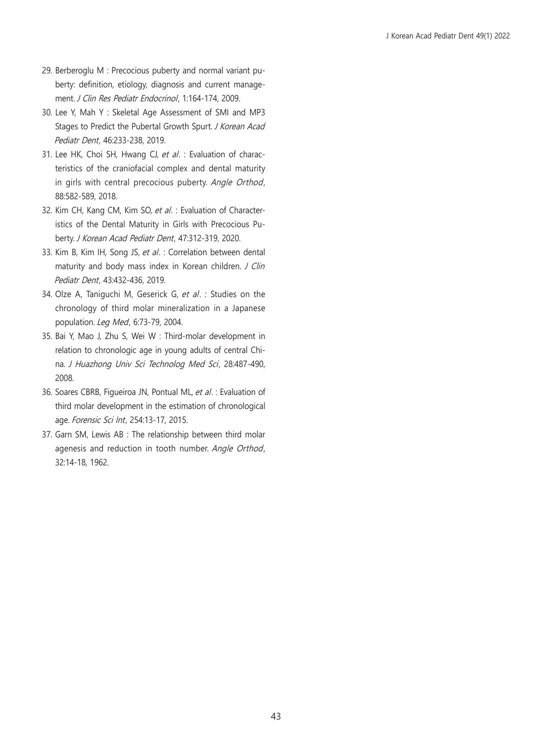29. Berberoglu M : Precocious puberty and normal variant puberty: definition, etiology, diagnosis and current management. *J Clin Res Pediatr Endocrinol*, 1:164-174, 2009.
30. Lee Y, Mah Y : Skeletal Age Assessment of SMI and MP3 Stages to Predict the Pubertal Growth Spurt. *J Korean Acad Pediatr Dent*, 46:233-238, 2019.
31. Lee HK, Choi SH, Hwang CJ, *et al*. : Evaluation of characteristics of the craniofacial complex and dental maturity in girls with central precocious puberty. *Angle Orthod*, 88:582-589, 2018.
32. Kim CH, Kang CM, Kim SO, *et al*. : Evaluation of Characteristics of the Dental Maturity in Girls with Precocious Puberty. *J Korean Acad Pediatr Dent*, 47:312-319, 2020.
33. Kim B, Kim IH, Song JS, *et al*. : Correlation between dental maturity and body mass index in Korean children. *J Clin Pediatr Dent*, 43:432-436, 2019.
34. Olze A, Taniguchi M, Geserick G, *et al*. : Studies on the chronology of third molar mineralization in a Japanese population. *Leg Med*, 6:73-79, 2004.
35. Bai Y, Mao J, Zhu S, Wei W : Third-molar development in relation to chronologic age in young adults of central China. *J Huazhong Univ Sci Technolog Med Sci*, 28:487-490, 2008.
36. Soares CBRB, Figueiroa JN, Pontual ML, *et al*. : Evaluation of third molar development in the estimation of chronological age. *Forensic Sci Int*, 254:13-17, 2015.
37. Garn SM, Lewis AB : The relationship between third molar agenesis and reduction in tooth number. *Angle Orthod*, 32:14-18, 1962.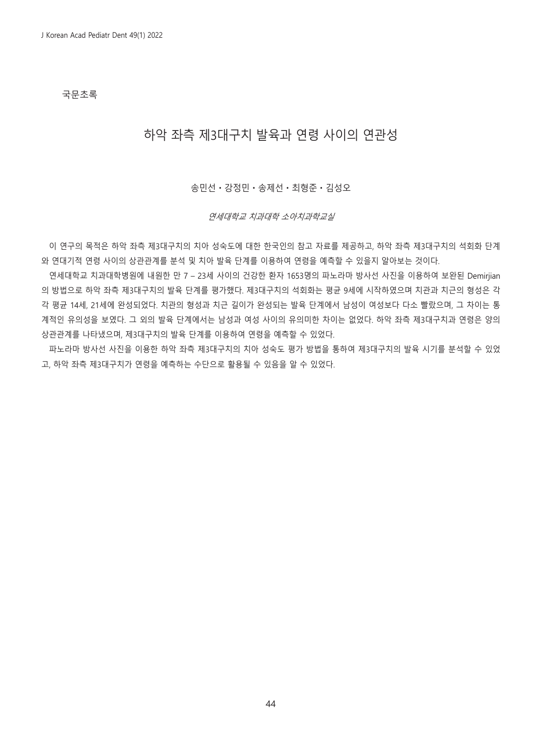국문초록

# 하악 좌측 제3대구치 발육과 연령 사이의 연관성

송민선・강정민・송제선・최형준・김성오

*연세대학교 치과대학 소아치과학교실*

이 연구의 목적은 하악 좌측 제3대구치의 치아 성숙도에 대한 한국인의 참고 자료를 제공하고, 하악 좌측 제3대구치의 석회화 단계와 연대기적 연령 사이의 상관관계를 분석 및 치아 발육 단계를 이용하여 연령을 예측할 수 있을지 알아보는 것이다.

연세대학교 치과대학병원에 내원한 만 7 – 23세 사이의 건강한 환자 1653명의 파노라마 방사선 사진을 이용하여 보완된 Demirjian의 방법으로 하악 좌측 제3대구치의 발육 단계를 평가했다. 제3대구치의 석회화는 평균 9세에 시작하였으며 치관과 치근의 형성은 각각 평균 14세, 21세에 완성되었다. 치관의 형성과 치근 길이가 완성되는 발육 단계에서 남성이 여성보다 다소 빨랐으며, 그 차이는 통계적인 유의성을 보였다. 그 외의 발육 단계에서는 남성과 여성 사이의 유의미한 차이는 없었다. 하악 좌측 제3대구치과 연령은 양의 상관관계를 나타냈으며, 제3대구치의 발육 단계를 이용하여 연령을 예측할 수 있었다.

파노라마 방사선 사진을 이용한 하악 좌측 제3대구치의 치아 성숙도 평가 방법을 통하여 제3대구치의 발육 시기를 분석할 수 있었고, 하악 좌측 제3대구치가 연령을 예측하는 수단으로 활용될 수 있음을 알 수 있었다.